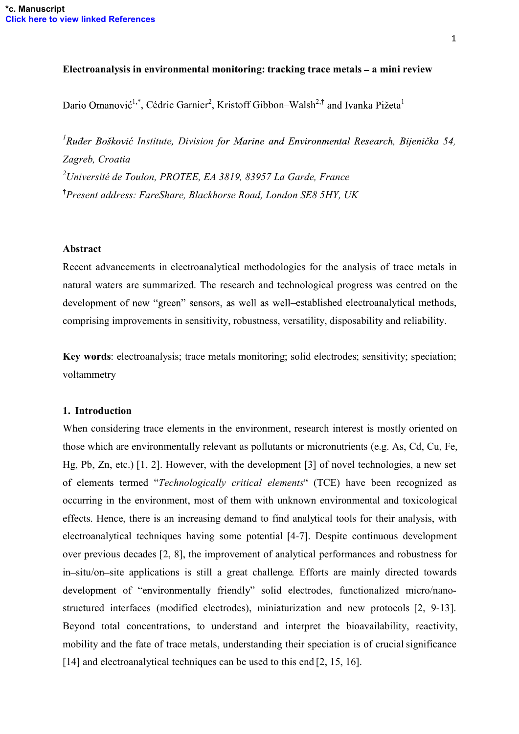*c. Manuscript
Click here to view linked References

# Electroanalysis in environmental monitoring: tracking trace metals – a mini review

Dario Omanović[1,*], Cédric Garnier[2], Kristoff Gibbon–Walsh[2,†] and Ivanka Pižeta[1]

*[1]Ruđer Bošković Institute, Division for Marine and Environmental Research, Bijenička 54, Zagreb, Croatia*

*[2]Université de Toulon, PROTEE, EA 3819, 83957 La Garde, France*

*[†]Present address: FareShare, Blackhorse Road, London SE8 5HY, UK*

## Abstract

Recent advancements in electroanalytical methodologies for the analysis of trace metals in natural waters are summarized. The research and technological progress was centred on the development of new "green" sensors, as well as well–established electroanalytical methods, comprising improvements in sensitivity, robustness, versatility, disposability and reliability.

**Key words**: electroanalysis; trace metals monitoring; solid electrodes; sensitivity; speciation; voltammetry

## 1. Introduction

When considering trace elements in the environment, research interest is mostly oriented on those which are environmentally relevant as pollutants or micronutrients (e.g. As, Cd, Cu, Fe, Hg, Pb, Zn, etc.) [1, 2]. However, with the development [3] of novel technologies, a new set of elements termed "*Technologically critical elements*" (TCE) have been recognized as occurring in the environment, most of them with unknown environmental and toxicological effects. Hence, there is an increasing demand to find analytical tools for their analysis, with electroanalytical techniques having some potential [4-7]. Despite continuous development over previous decades [2, 8], the improvement of analytical performances and robustness for in–situ/on–site applications is still a great challenge. Efforts are mainly directed towards development of "environmentally friendly" solid electrodes, functionalized micro/nano-structured interfaces (modified electrodes), miniaturization and new protocols [2, 9-13]. Beyond total concentrations, to understand and interpret the bioavailability, reactivity, mobility and the fate of trace metals, understanding their speciation is of crucial significance [14] and electroanalytical techniques can be used to this end [2, 15, 16].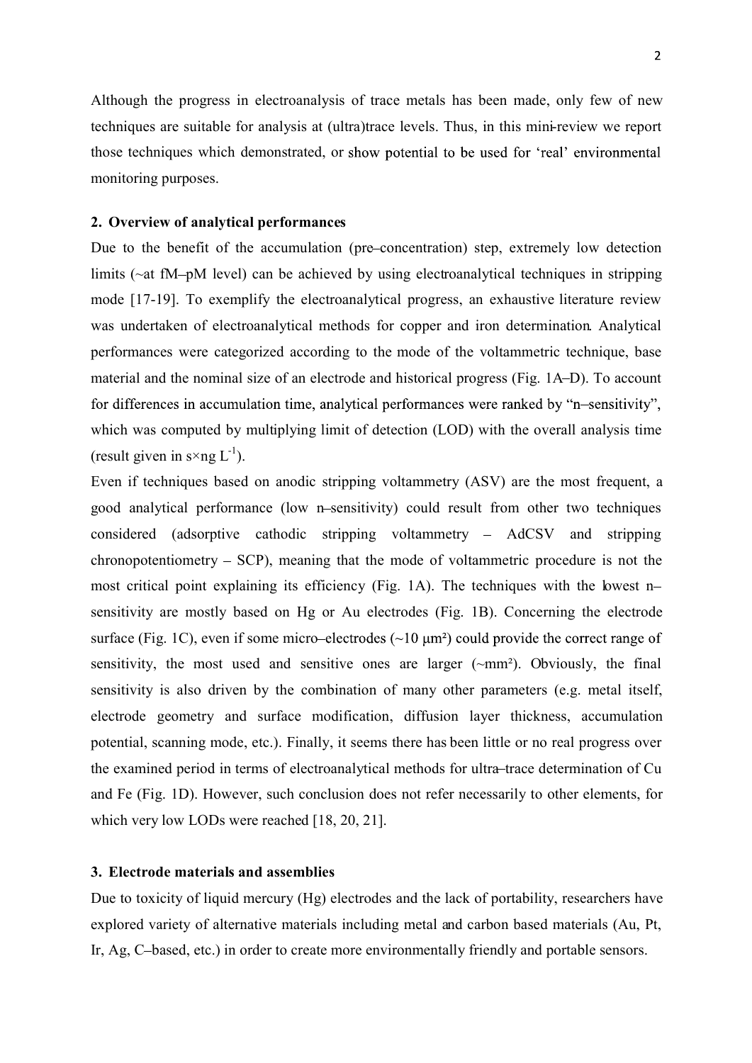Although the progress in electroanalysis of trace metals has been made, only few of new techniques are suitable for analysis at (ultra)trace levels. Thus, in this mini-review we report those techniques which demonstrated, or show potential to be used for 'real' environmental monitoring purposes.

## 2. Overview of analytical performances

Due to the benefit of the accumulation (pre–concentration) step, extremely low detection limits (~at fM–pM level) can be achieved by using electroanalytical techniques in stripping mode [17-19]. To exemplify the electroanalytical progress, an exhaustive literature review was undertaken of electroanalytical methods for copper and iron determination. Analytical performances were categorized according to the mode of the voltammetric technique, base material and the nominal size of an electrode and historical progress (Fig. 1A–D). To account for differences in accumulation time, analytical performances were ranked by "n–sensitivity", which was computed by multiplying limit of detection (LOD) with the overall analysis time (result given in s×ng $L^{-1}$).

Even if techniques based on anodic stripping voltammetry (ASV) are the most frequent, a good analytical performance (low n–sensitivity) could result from other two techniques considered (adsorptive cathodic stripping voltammetry – AdCSV and stripping chronopotentiometry – SCP), meaning that the mode of voltammetric procedure is not the most critical point explaining its efficiency (Fig. 1A). The techniques with the lowest n–sensitivity are mostly based on Hg or Au electrodes (Fig. 1B). Concerning the electrode surface (Fig. 1C), even if some micro–electrodes (~10 μm²) could provide the correct range of sensitivity, the most used and sensitive ones are larger (~mm²). Obviously, the final sensitivity is also driven by the combination of many other parameters (e.g. metal itself, electrode geometry and surface modification, diffusion layer thickness, accumulation potential, scanning mode, etc.). Finally, it seems there has been little or no real progress over the examined period in terms of electroanalytical methods for ultra–trace determination of Cu and Fe (Fig. 1D). However, such conclusion does not refer necessarily to other elements, for which very low LODs were reached [18, 20, 21].

## 3. Electrode materials and assemblies

Due to toxicity of liquid mercury (Hg) electrodes and the lack of portability, researchers have explored variety of alternative materials including metal and carbon based materials (Au, Pt, Ir, Ag, C–based, etc.) in order to create more environmentally friendly and portable sensors.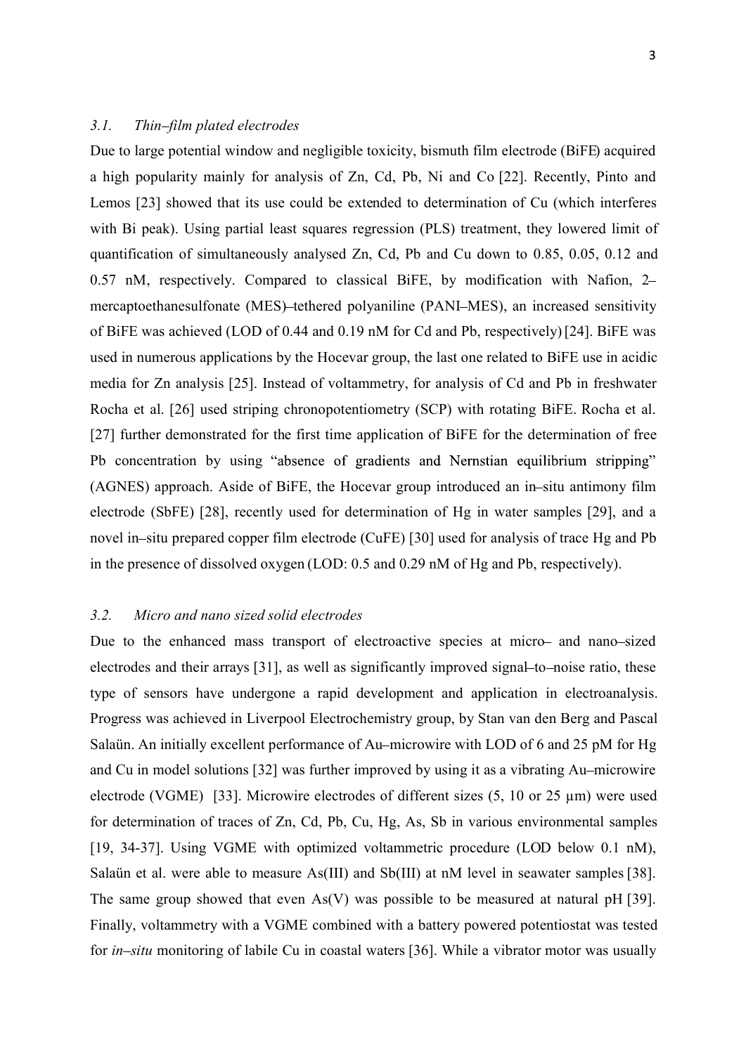### *3.1. Thin–film plated electrodes*

Due to large potential window and negligible toxicity, bismuth film electrode (BiFE) acquired a high popularity mainly for analysis of Zn, Cd, Pb, Ni and Co [22]. Recently, Pinto and Lemos [23] showed that its use could be extended to determination of Cu (which interferes with Bi peak). Using partial least squares regression (PLS) treatment, they lowered limit of quantification of simultaneously analysed Zn, Cd, Pb and Cu down to 0.85, 0.05, 0.12 and 0.57 nM, respectively. Compared to classical BiFE, by modification with Nafion, 2–mercaptoethanesulfonate (MES)–tethered polyaniline (PANI–MES), an increased sensitivity of BiFE was achieved (LOD of 0.44 and 0.19 nM for Cd and Pb, respectively) [24]. BiFE was used in numerous applications by the Hocevar group, the last one related to BiFE use in acidic media for Zn analysis [25]. Instead of voltammetry, for analysis of Cd and Pb in freshwater Rocha et al. [26] used striping chronopotentiometry (SCP) with rotating BiFE. Rocha et al. [27] further demonstrated for the first time application of BiFE for the determination of free Pb concentration by using "absence of gradients and Nernstian equilibrium stripping" (AGNES) approach. Aside of BiFE, the Hocevar group introduced an in–situ antimony film electrode (SbFE) [28], recently used for determination of Hg in water samples [29], and a novel in–situ prepared copper film electrode (CuFE) [30] used for analysis of trace Hg and Pb in the presence of dissolved oxygen (LOD: 0.5 and 0.29 nM of Hg and Pb, respectively).

### *3.2. Micro and nano sized solid electrodes*

Due to the enhanced mass transport of electroactive species at micro– and nano–sized electrodes and their arrays [31], as well as significantly improved signal–to–noise ratio, these type of sensors have undergone a rapid development and application in electroanalysis. Progress was achieved in Liverpool Electrochemistry group, by Stan van den Berg and Pascal Salaün. An initially excellent performance of Au–microwire with LOD of 6 and 25 pM for Hg and Cu in model solutions [32] was further improved by using it as a vibrating Au–microwire electrode (VGME) [33]. Microwire electrodes of different sizes (5, 10 or 25 µm) were used for determination of traces of Zn, Cd, Pb, Cu, Hg, As, Sb in various environmental samples [19, 34-37]. Using VGME with optimized voltammetric procedure (LOD below 0.1 nM), Salaün et al. were able to measure As(III) and Sb(III) at nM level in seawater samples [38]. The same group showed that even As(V) was possible to be measured at natural pH [39]. Finally, voltammetry with a VGME combined with a battery powered potentiostat was tested for *in–situ* monitoring of labile Cu in coastal waters [36]. While a vibrator motor was usually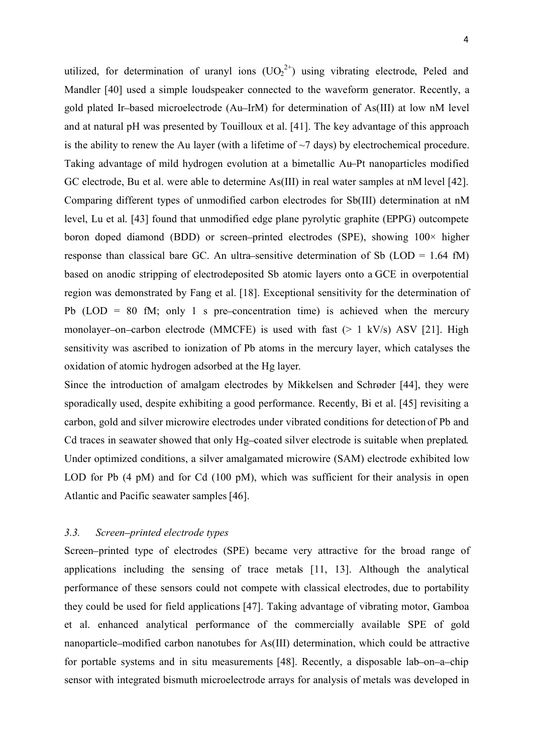utilized, for determination of uranyl ions ($UO_2^{2+}$) using vibrating electrode, Peled and Mandler [40] used a simple loudspeaker connected to the waveform generator. Recently, a gold plated Ir–based microelectrode (Au–IrM) for determination of As(III) at low nM level and at natural pH was presented by Touilloux et al. [41]. The key advantage of this approach is the ability to renew the Au layer (with a lifetime of ~7 days) by electrochemical procedure. Taking advantage of mild hydrogen evolution at a bimetallic Au–Pt nanoparticles modified GC electrode, Bu et al. were able to determine As(III) in real water samples at nM level [42]. Comparing different types of unmodified carbon electrodes for Sb(III) determination at nM level, Lu et al. [43] found that unmodified edge plane pyrolytic graphite (EPPG) outcompete boron doped diamond (BDD) or screen–printed electrodes (SPE), showing 100× higher response than classical bare GC. An ultra–sensitive determination of Sb (LOD = 1.64 fM) based on anodic stripping of electrodeposited Sb atomic layers onto a GCE in overpotential region was demonstrated by Fang et al. [18]. Exceptional sensitivity for the determination of Pb (LOD = 80 fM; only 1 s pre–concentration time) is achieved when the mercury monolayer–on–carbon electrode (MMCFE) is used with fast (> 1 kV/s) ASV [21]. High sensitivity was ascribed to ionization of Pb atoms in the mercury layer, which catalyses the oxidation of atomic hydrogen adsorbed at the Hg layer.

Since the introduction of amalgam electrodes by Mikkelsen and Schrøder [44], they were sporadically used, despite exhibiting a good performance. Recently, Bi et al. [45] revisiting a carbon, gold and silver microwire electrodes under vibrated conditions for detection of Pb and Cd traces in seawater showed that only Hg–coated silver electrode is suitable when preplated. Under optimized conditions, a silver amalgamated microwire (SAM) electrode exhibited low LOD for Pb (4 pM) and for Cd (100 pM), which was sufficient for their analysis in open Atlantic and Pacific seawater samples [46].

### *3.3. Screen–printed electrode types*

Screen–printed type of electrodes (SPE) became very attractive for the broad range of applications including the sensing of trace metals [11, 13]. Although the analytical performance of these sensors could not compete with classical electrodes, due to portability they could be used for field applications [47]. Taking advantage of vibrating motor, Gamboa et al. enhanced analytical performance of the commercially available SPE of gold nanoparticle–modified carbon nanotubes for As(III) determination, which could be attractive for portable systems and in situ measurements [48]. Recently, a disposable lab–on–a–chip sensor with integrated bismuth microelectrode arrays for analysis of metals was developed in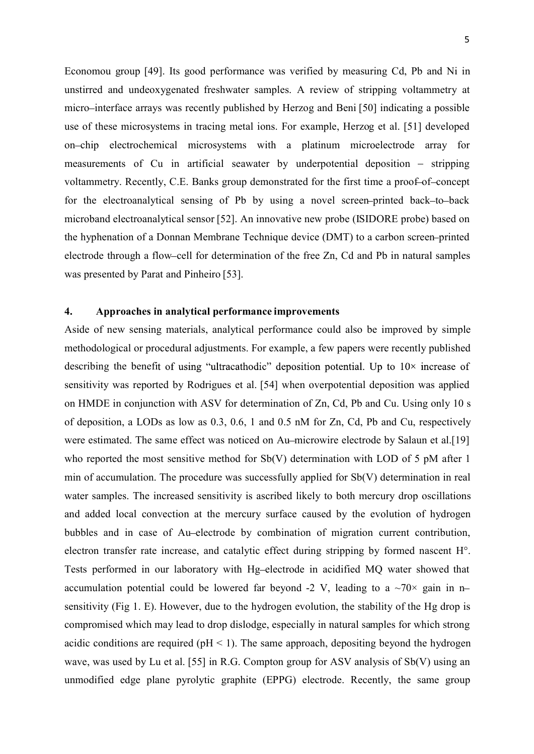Economou group [49]. Its good performance was verified by measuring Cd, Pb and Ni in unstirred and undeoxygenated freshwater samples. A review of stripping voltammetry at micro–interface arrays was recently published by Herzog and Beni [50] indicating a possible use of these microsystems in tracing metal ions. For example, Herzog et al. [51] developed on–chip electrochemical microsystems with a platinum microelectrode array for measurements of Cu in artificial seawater by underpotential deposition – stripping voltammetry. Recently, C.E. Banks group demonstrated for the first time a proof–of–concept for the electroanalytical sensing of Pb by using a novel screen–printed back–to–back microband electroanalytical sensor [52]. An innovative new probe (ISIDORE probe) based on the hyphenation of a Donnan Membrane Technique device (DMT) to a carbon screen–printed electrode through a flow–cell for determination of the free Zn, Cd and Pb in natural samples was presented by Parat and Pinheiro [53].

## 4. Approaches in analytical performance improvements

Aside of new sensing materials, analytical performance could also be improved by simple methodological or procedural adjustments. For example, a few papers were recently published describing the benefit of using "ultracathodic" deposition potential. Up to 10× increase of sensitivity was reported by Rodrigues et al. [54] when overpotential deposition was applied on HMDE in conjunction with ASV for determination of Zn, Cd, Pb and Cu. Using only 10 s of deposition, a LODs as low as 0.3, 0.6, 1 and 0.5 nM for Zn, Cd, Pb and Cu, respectively were estimated. The same effect was noticed on Au–microwire electrode by Salaun et al.[19] who reported the most sensitive method for Sb(V) determination with LOD of 5 pM after 1 min of accumulation. The procedure was successfully applied for Sb(V) determination in real water samples. The increased sensitivity is ascribed likely to both mercury drop oscillations and added local convection at the mercury surface caused by the evolution of hydrogen bubbles and in case of Au–electrode by combination of migration current contribution, electron transfer rate increase, and catalytic effect during stripping by formed nascent H°. Tests performed in our laboratory with Hg–electrode in acidified MQ water showed that accumulation potential could be lowered far beyond -2 V, leading to a ~70× gain in n–sensitivity (Fig 1. E). However, due to the hydrogen evolution, the stability of the Hg drop is compromised which may lead to drop dislodge, especially in natural samples for which strong acidic conditions are required (pH < 1). The same approach, depositing beyond the hydrogen wave, was used by Lu et al. [55] in R.G. Compton group for ASV analysis of Sb(V) using an unmodified edge plane pyrolytic graphite (EPPG) electrode. Recently, the same group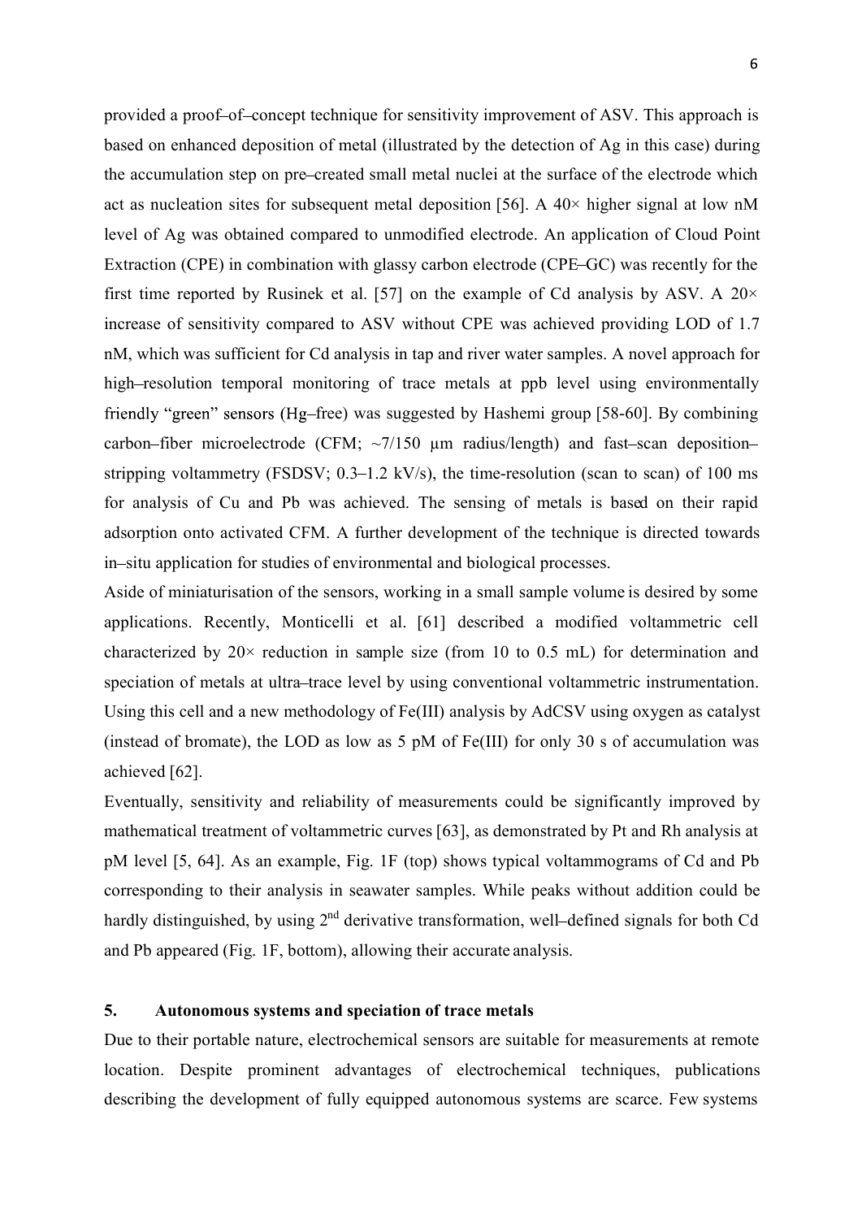provided a proof–of–concept technique for sensitivity improvement of ASV. This approach is based on enhanced deposition of metal (illustrated by the detection of Ag in this case) during the accumulation step on pre–created small metal nuclei at the surface of the electrode which act as nucleation sites for subsequent metal deposition [56]. A 40× higher signal at low nM level of Ag was obtained compared to unmodified electrode. An application of Cloud Point Extraction (CPE) in combination with glassy carbon electrode (CPE–GC) was recently for the first time reported by Rusinek et al. [57] on the example of Cd analysis by ASV. A 20× increase of sensitivity compared to ASV without CPE was achieved providing LOD of 1.7 nM, which was sufficient for Cd analysis in tap and river water samples. A novel approach for high–resolution temporal monitoring of trace metals at ppb level using environmentally friendly "green" sensors (Hg–free) was suggested by Hashemi group [58-60]. By combining carbon–fiber microelectrode (CFM; ~7/150 µm radius/length) and fast–scan deposition–stripping voltammetry (FSDSV; 0.3–1.2 kV/s), the time-resolution (scan to scan) of 100 ms for analysis of Cu and Pb was achieved. The sensing of metals is based on their rapid adsorption onto activated CFM. A further development of the technique is directed towards in–situ application for studies of environmental and biological processes.

Aside of miniaturisation of the sensors, working in a small sample volume is desired by some applications. Recently, Monticelli et al. [61] described a modified voltammetric cell characterized by 20× reduction in sample size (from 10 to 0.5 mL) for determination and speciation of metals at ultra–trace level by using conventional voltammetric instrumentation. Using this cell and a new methodology of Fe(III) analysis by AdCSV using oxygen as catalyst (instead of bromate), the LOD as low as 5 pM of Fe(III) for only 30 s of accumulation was achieved [62].

Eventually, sensitivity and reliability of measurements could be significantly improved by mathematical treatment of voltammetric curves [63], as demonstrated by Pt and Rh analysis at pM level [5, 64]. As an example, Fig. 1F (top) shows typical voltammograms of Cd and Pb corresponding to their analysis in seawater samples. While peaks without addition could be hardly distinguished, by using 2nd derivative transformation, well–defined signals for both Cd and Pb appeared (Fig. 1F, bottom), allowing their accurate analysis.

## 5. Autonomous systems and speciation of trace metals

Due to their portable nature, electrochemical sensors are suitable for measurements at remote location. Despite prominent advantages of electrochemical techniques, publications describing the development of fully equipped autonomous systems are scarce. Few systems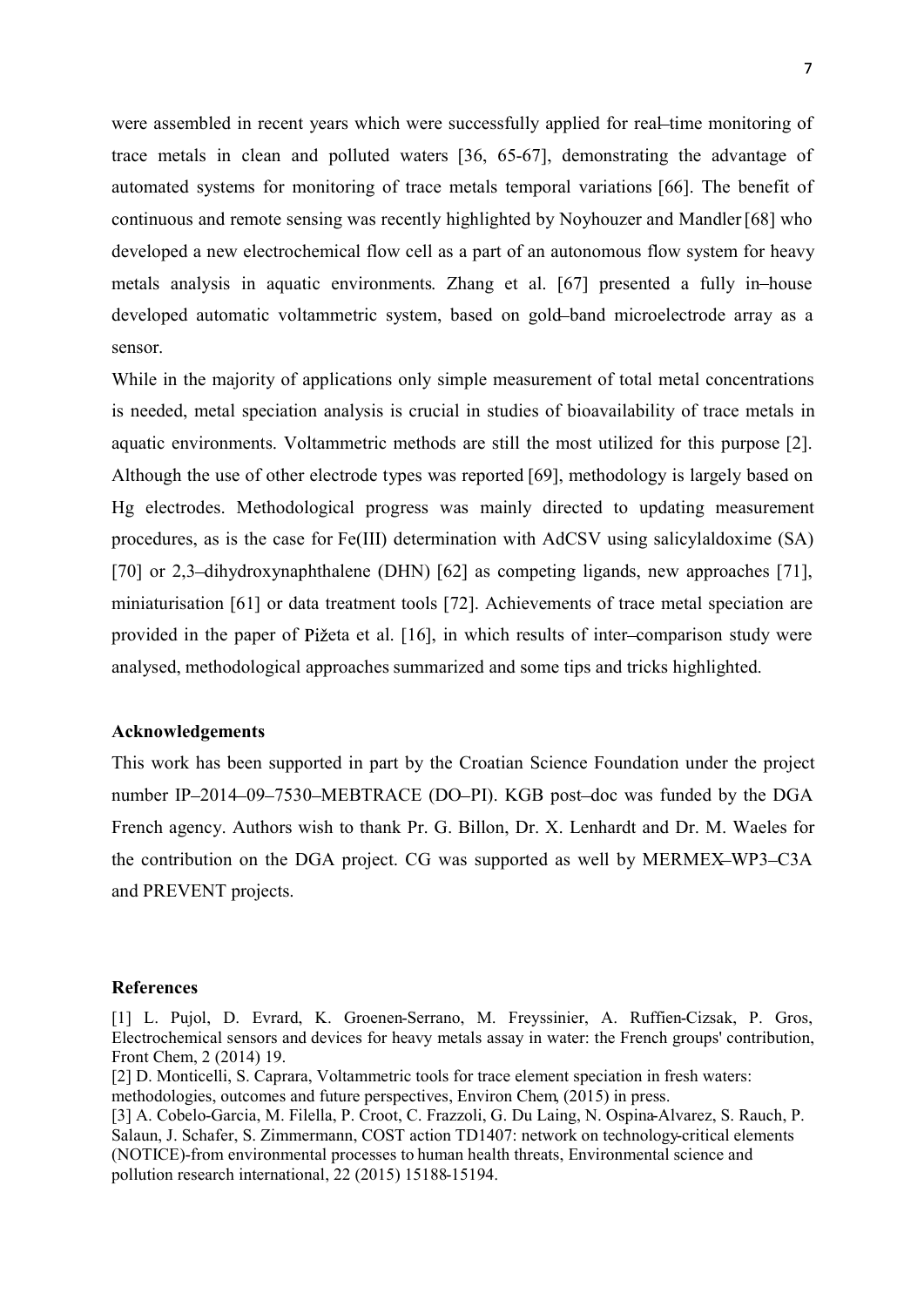were assembled in recent years which were successfully applied for real–time monitoring of trace metals in clean and polluted waters [36, 65-67], demonstrating the advantage of automated systems for monitoring of trace metals temporal variations [66]. The benefit of continuous and remote sensing was recently highlighted by Noyhouzer and Mandler [68] who developed a new electrochemical flow cell as a part of an autonomous flow system for heavy metals analysis in aquatic environments. Zhang et al. [67] presented a fully in–house developed automatic voltammetric system, based on gold–band microelectrode array as a sensor.

While in the majority of applications only simple measurement of total metal concentrations is needed, metal speciation analysis is crucial in studies of bioavailability of trace metals in aquatic environments. Voltammetric methods are still the most utilized for this purpose [2]. Although the use of other electrode types was reported [69], methodology is largely based on Hg electrodes. Methodological progress was mainly directed to updating measurement procedures, as is the case for Fe(III) determination with AdCSV using salicylaldoxime (SA) [70] or 2,3–dihydroxynaphthalene (DHN) [62] as competing ligands, new approaches [71], miniaturisation [61] or data treatment tools [72]. Achievements of trace metal speciation are provided in the paper of Pižeta et al. [16], in which results of inter–comparison study were analysed, methodological approaches summarized and some tips and tricks highlighted.

## Acknowledgements

This work has been supported in part by the Croatian Science Foundation under the project number IP–2014–09–7530–MEBTRACE (DO–PI). KGB post–doc was funded by the DGA French agency. Authors wish to thank Pr. G. Billon, Dr. X. Lenhardt and Dr. M. Waeles for the contribution on the DGA project. CG was supported as well by MERMEX–WP3–C3A and PREVENT projects.

## References

[1] L. Pujol, D. Evrard, K. Groenen-Serrano, M. Freyssinier, A. Ruffien-Cizsak, P. Gros, Electrochemical sensors and devices for heavy metals assay in water: the French groups' contribution, Front Chem, 2 (2014) 19.

[2] D. Monticelli, S. Caprara, Voltammetric tools for trace element speciation in fresh waters: methodologies, outcomes and future perspectives, Environ Chem, (2015) in press.

[3] A. Cobelo-Garcia, M. Filella, P. Croot, C. Frazzoli, G. Du Laing, N. Ospina-Alvarez, S. Rauch, P. Salaun, J. Schafer, S. Zimmermann, COST action TD1407: network on technology-critical elements (NOTICE)-from environmental processes to human health threats, Environmental science and pollution research international, 22 (2015) 15188-15194.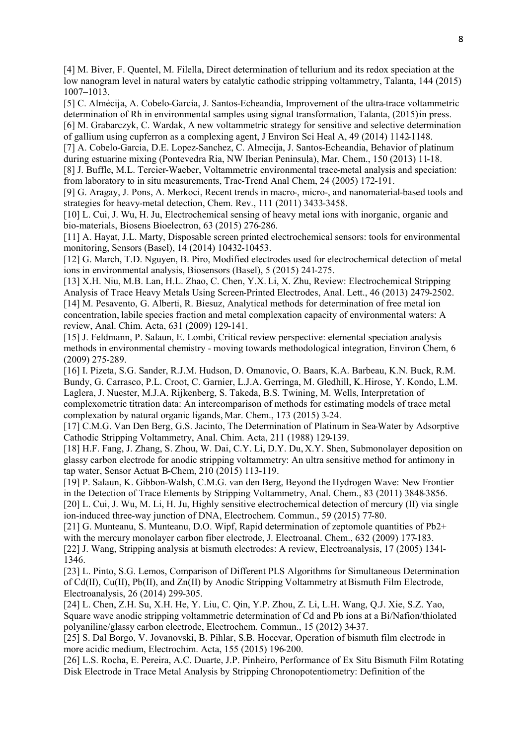[4] M. Biver, F. Quentel, M. Filella, Direct determination of tellurium and its redox speciation at the low nanogram level in natural waters by catalytic cathodic stripping voltammetry, Talanta, 144 (2015) 1007–1013.

[5] C. Almécija, A. Cobelo-García, J. Santos-Echeandía, Improvement of the ultra-trace voltammetric determination of Rh in environmental samples using signal transformation, Talanta, (2015) in press.

[6] M. Grabarczyk, C. Wardak, A new voltammetric strategy for sensitive and selective determination of gallium using cupferron as a complexing agent, J Environ Sci Heal A, 49 (2014) 1142-1148.

[7] A. Cobelo-Garcia, D.E. Lopez-Sanchez, C. Almecija, J. Santos-Echeandia, Behavior of platinum during estuarine mixing (Pontevedra Ria, NW Iberian Peninsula), Mar. Chem., 150 (2013) 11-18.

[8] J. Buffle, M.L. Tercier-Waeber, Voltammetric environmental trace-metal analysis and speciation: from laboratory to in situ measurements, Trac-Trend Anal Chem, 24 (2005) 172-191.

[9] G. Aragay, J. Pons, A. Merkoci, Recent trends in macro-, micro-, and nanomaterial-based tools and strategies for heavy-metal detection, Chem. Rev., 111 (2011) 3433-3458.

[10] L. Cui, J. Wu, H. Ju, Electrochemical sensing of heavy metal ions with inorganic, organic and bio-materials, Biosens Bioelectron, 63 (2015) 276-286.

[11] A. Hayat, J.L. Marty, Disposable screen printed electrochemical sensors: tools for environmental monitoring, Sensors (Basel), 14 (2014) 10432-10453.

[12] G. March, T.D. Nguyen, B. Piro, Modified electrodes used for electrochemical detection of metal ions in environmental analysis, Biosensors (Basel), 5 (2015) 241-275.

[13] X.H. Niu, M.B. Lan, H.L. Zhao, C. Chen, Y.X. Li, X. Zhu, Review: Electrochemical Stripping Analysis of Trace Heavy Metals Using Screen-Printed Electrodes, Anal. Lett., 46 (2013) 2479-2502.

[14] M. Pesavento, G. Alberti, R. Biesuz, Analytical methods for determination of free metal ion concentration, labile species fraction and metal complexation capacity of environmental waters: A review, Anal. Chim. Acta, 631 (2009) 129-141.

[15] J. Feldmann, P. Salaun, E. Lombi, Critical review perspective: elemental speciation analysis methods in environmental chemistry - moving towards methodological integration, Environ Chem, 6 (2009) 275-289.

[16] I. Pizeta, S.G. Sander, R.J.M. Hudson, D. Omanovic, O. Baars, K.A. Barbeau, K.N. Buck, R.M. Bundy, G. Carrasco, P.L. Croot, C. Garnier, L.J.A. Gerringa, M. Gledhill, K. Hirose, Y. Kondo, L.M. Laglera, J. Nuester, M.J.A. Rijkenberg, S. Takeda, B.S. Twining, M. Wells, Interpretation of complexometric titration data: An intercomparison of methods for estimating models of trace metal complexation by natural organic ligands, Mar. Chem., 173 (2015) 3-24.

[17] C.M.G. Van Den Berg, G.S. Jacinto, The Determination of Platinum in Sea-Water by Adsorptive Cathodic Stripping Voltammetry, Anal. Chim. Acta, 211 (1988) 129-139.

[18] H.F. Fang, J. Zhang, S. Zhou, W. Dai, C.Y. Li, D.Y. Du, X.Y. Shen, Submonolayer deposition on glassy carbon electrode for anodic stripping voltammetry: An ultra sensitive method for antimony in tap water, Sensor Actuat B-Chem, 210 (2015) 113-119.

[19] P. Salaun, K. Gibbon-Walsh, C.M.G. van den Berg, Beyond the Hydrogen Wave: New Frontier in the Detection of Trace Elements by Stripping Voltammetry, Anal. Chem., 83 (2011) 3848-3856.

[20] L. Cui, J. Wu, M. Li, H. Ju, Highly sensitive electrochemical detection of mercury (II) via single ion-induced three-way junction of DNA, Electrochem. Commun., 59 (2015) 77-80.

[21] G. Munteanu, S. Munteanu, D.O. Wipf, Rapid determination of zeptomole quantities of Pb2+ with the mercury monolayer carbon fiber electrode, J. Electroanal. Chem., 632 (2009) 177-183.

[22] J. Wang, Stripping analysis at bismuth electrodes: A review, Electroanalysis, 17 (2005) 1341-1346.

[23] L. Pinto, S.G. Lemos, Comparison of Different PLS Algorithms for Simultaneous Determination of Cd(II), Cu(II), Pb(II), and Zn(II) by Anodic Stripping Voltammetry at Bismuth Film Electrode, Electroanalysis, 26 (2014) 299-305.

[24] L. Chen, Z.H. Su, X.H. He, Y. Liu, C. Qin, Y.P. Zhou, Z. Li, L.H. Wang, Q.J. Xie, S.Z. Yao, Square wave anodic stripping voltammetric determination of Cd and Pb ions at a Bi/Nafion/thiolated polyaniline/glassy carbon electrode, Electrochem. Commun., 15 (2012) 34-37.

[25] S. Dal Borgo, V. Jovanovski, B. Pihlar, S.B. Hocevar, Operation of bismuth film electrode in more acidic medium, Electrochim. Acta, 155 (2015) 196-200.

[26] L.S. Rocha, E. Pereira, A.C. Duarte, J.P. Pinheiro, Performance of Ex Situ Bismuth Film Rotating Disk Electrode in Trace Metal Analysis by Stripping Chronopotentiometry: Definition of the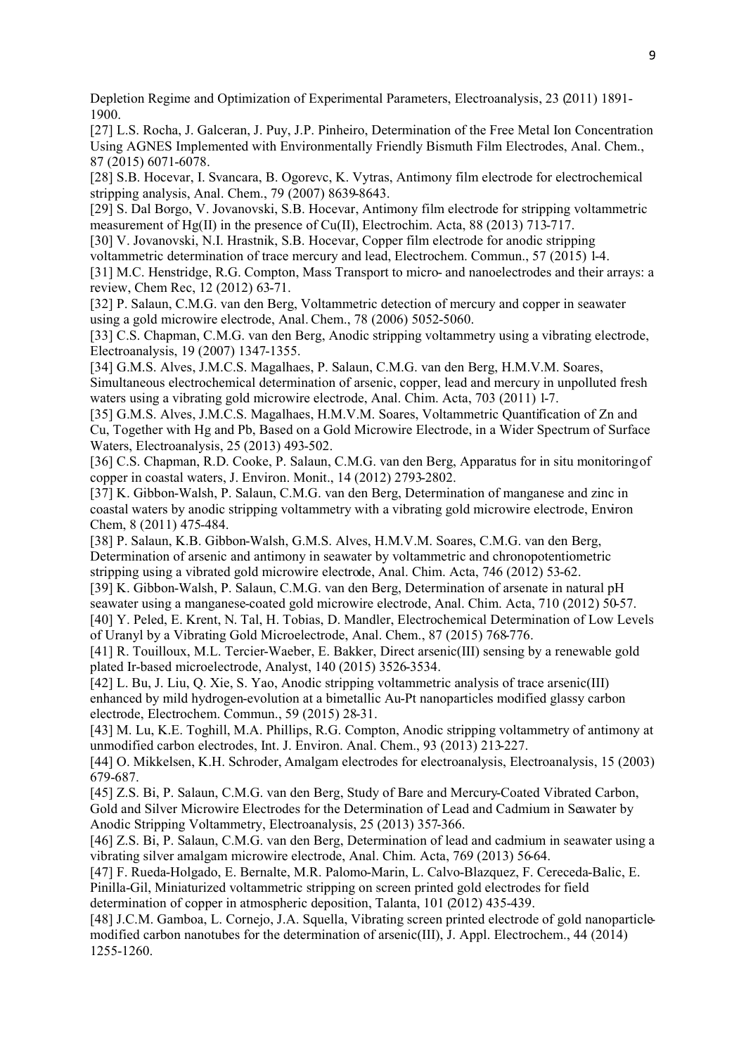Depletion Regime and Optimization of Experimental Parameters, Electroanalysis, 23 (2011) 1891-1900.

[27] L.S. Rocha, J. Galceran, J. Puy, J.P. Pinheiro, Determination of the Free Metal Ion Concentration Using AGNES Implemented with Environmentally Friendly Bismuth Film Electrodes, Anal. Chem., 87 (2015) 6071-6078.

[28] S.B. Hocevar, I. Svancara, B. Ogorevc, K. Vytras, Antimony film electrode for electrochemical stripping analysis, Anal. Chem., 79 (2007) 8639-8643.

[29] S. Dal Borgo, V. Jovanovski, S.B. Hocevar, Antimony film electrode for stripping voltammetric measurement of Hg(II) in the presence of Cu(II), Electrochim. Acta, 88 (2013) 713-717.

[30] V. Jovanovski, N.I. Hrastnik, S.B. Hocevar, Copper film electrode for anodic stripping voltammetric determination of trace mercury and lead, Electrochem. Commun., 57 (2015) 1-4.

[31] M.C. Henstridge, R.G. Compton, Mass Transport to micro- and nanoelectrodes and their arrays: a review, Chem Rec, 12 (2012) 63-71.

[32] P. Salaun, C.M.G. van den Berg, Voltammetric detection of mercury and copper in seawater using a gold microwire electrode, Anal. Chem., 78 (2006) 5052-5060.

[33] C.S. Chapman, C.M.G. van den Berg, Anodic stripping voltammetry using a vibrating electrode, Electroanalysis, 19 (2007) 1347-1355.

[34] G.M.S. Alves, J.M.C.S. Magalhaes, P. Salaun, C.M.G. van den Berg, H.M.V.M. Soares, Simultaneous electrochemical determination of arsenic, copper, lead and mercury in unpolluted fresh waters using a vibrating gold microwire electrode, Anal. Chim. Acta, 703 (2011) 1-7.

[35] G.M.S. Alves, J.M.C.S. Magalhaes, H.M.V.M. Soares, Voltammetric Quantification of Zn and Cu, Together with Hg and Pb, Based on a Gold Microwire Electrode, in a Wider Spectrum of Surface Waters, Electroanalysis, 25 (2013) 493-502.

[36] C.S. Chapman, R.D. Cooke, P. Salaun, C.M.G. van den Berg, Apparatus for in situ monitoring of copper in coastal waters, J. Environ. Monit., 14 (2012) 2793-2802.

[37] K. Gibbon-Walsh, P. Salaun, C.M.G. van den Berg, Determination of manganese and zinc in coastal waters by anodic stripping voltammetry with a vibrating gold microwire electrode, Environ Chem, 8 (2011) 475-484.

[38] P. Salaun, K.B. Gibbon-Walsh, G.M.S. Alves, H.M.V.M. Soares, C.M.G. van den Berg, Determination of arsenic and antimony in seawater by voltammetric and chronopotentiometric stripping using a vibrated gold microwire electrode, Anal. Chim. Acta, 746 (2012) 53-62.

[39] K. Gibbon-Walsh, P. Salaun, C.M.G. van den Berg, Determination of arsenate in natural pH seawater using a manganese-coated gold microwire electrode, Anal. Chim. Acta, 710 (2012) 50-57.

[40] Y. Peled, E. Krent, N. Tal, H. Tobias, D. Mandler, Electrochemical Determination of Low Levels of Uranyl by a Vibrating Gold Microelectrode, Anal. Chem., 87 (2015) 768-776.

[41] R. Touilloux, M.L. Tercier-Waeber, E. Bakker, Direct arsenic(III) sensing by a renewable gold plated Ir-based microelectrode, Analyst, 140 (2015) 3526-3534.

[42] L. Bu, J. Liu, Q. Xie, S. Yao, Anodic stripping voltammetric analysis of trace arsenic(III) enhanced by mild hydrogen-evolution at a bimetallic Au-Pt nanoparticles modified glassy carbon electrode, Electrochem. Commun., 59 (2015) 28-31.

[43] M. Lu, K.E. Toghill, M.A. Phillips, R.G. Compton, Anodic stripping voltammetry of antimony at unmodified carbon electrodes, Int. J. Environ. Anal. Chem., 93 (2013) 213-227.

[44] O. Mikkelsen, K.H. Schroder, Amalgam electrodes for electroanalysis, Electroanalysis, 15 (2003) 679-687.

[45] Z.S. Bi, P. Salaun, C.M.G. van den Berg, Study of Bare and Mercury-Coated Vibrated Carbon, Gold and Silver Microwire Electrodes for the Determination of Lead and Cadmium in Seawater by Anodic Stripping Voltammetry, Electroanalysis, 25 (2013) 357-366.

[46] Z.S. Bi, P. Salaun, C.M.G. van den Berg, Determination of lead and cadmium in seawater using a vibrating silver amalgam microwire electrode, Anal. Chim. Acta, 769 (2013) 56-64.

[47] F. Rueda-Holgado, E. Bernalte, M.R. Palomo-Marin, L. Calvo-Blazquez, F. Cereceda-Balic, E. Pinilla-Gil, Miniaturized voltammetric stripping on screen printed gold electrodes for field determination of copper in atmospheric deposition, Talanta, 101 (2012) 435-439.

[48] J.C.M. Gamboa, L. Cornejo, J.A. Squella, Vibrating screen printed electrode of gold nanoparticle-modified carbon nanotubes for the determination of arsenic(III), J. Appl. Electrochem., 44 (2014) 1255-1260.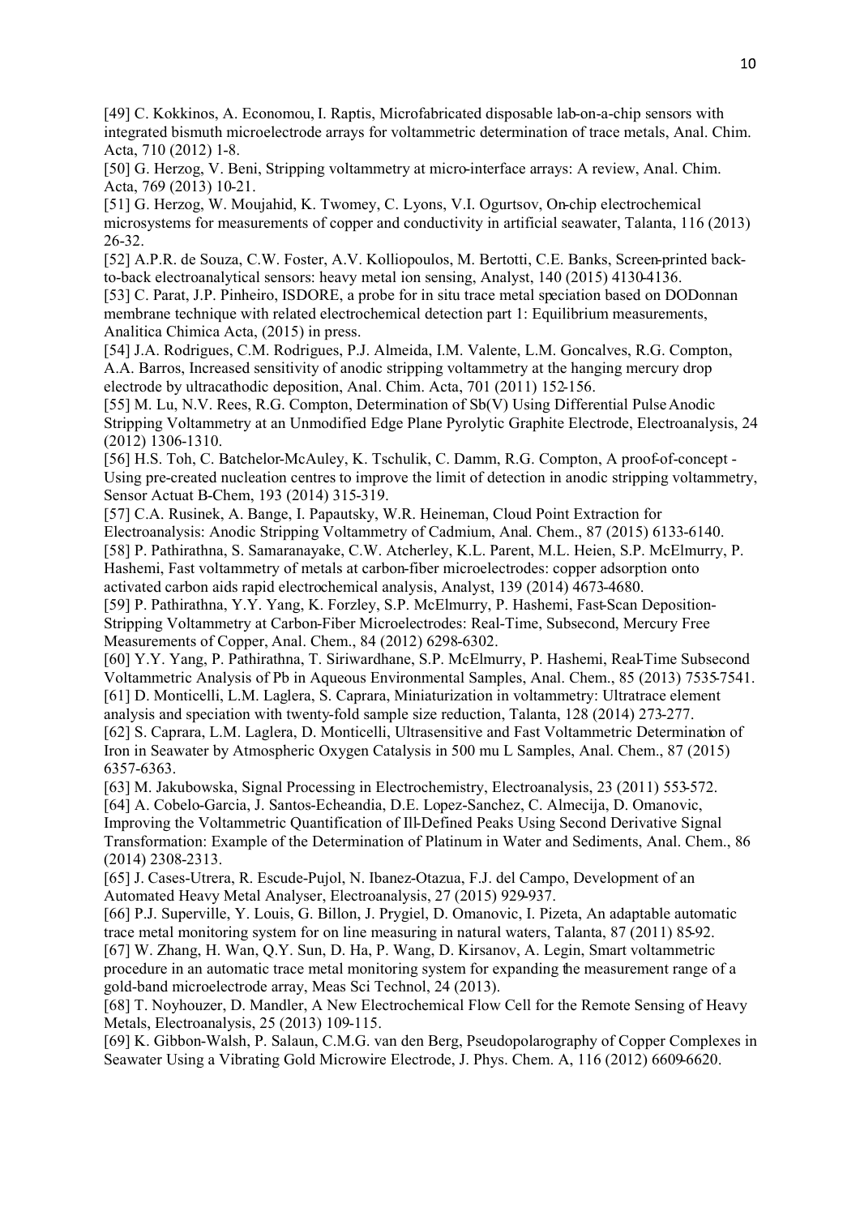[49] C. Kokkinos, A. Economou, I. Raptis, Microfabricated disposable lab-on-a-chip sensors with integrated bismuth microelectrode arrays for voltammetric determination of trace metals, Anal. Chim. Acta, 710 (2012) 1-8.

[50] G. Herzog, V. Beni, Stripping voltammetry at micro-interface arrays: A review, Anal. Chim. Acta, 769 (2013) 10-21.

[51] G. Herzog, W. Moujahid, K. Twomey, C. Lyons, V.I. Ogurtsov, On-chip electrochemical microsystems for measurements of copper and conductivity in artificial seawater, Talanta, 116 (2013) 26-32.

[52] A.P.R. de Souza, C.W. Foster, A.V. Kolliopoulos, M. Bertotti, C.E. Banks, Screen-printed back-to-back electroanalytical sensors: heavy metal ion sensing, Analyst, 140 (2015) 4130-4136.

[53] C. Parat, J.P. Pinheiro, ISDORE, a probe for in situ trace metal speciation based on DODonnan membrane technique with related electrochemical detection part 1: Equilibrium measurements, Analitica Chimica Acta, (2015) in press.

[54] J.A. Rodrigues, C.M. Rodrigues, P.J. Almeida, I.M. Valente, L.M. Goncalves, R.G. Compton, A.A. Barros, Increased sensitivity of anodic stripping voltammetry at the hanging mercury drop electrode by ultracathodic deposition, Anal. Chim. Acta, 701 (2011) 152-156.

[55] M. Lu, N.V. Rees, R.G. Compton, Determination of Sb(V) Using Differential Pulse Anodic Stripping Voltammetry at an Unmodified Edge Plane Pyrolytic Graphite Electrode, Electroanalysis, 24 (2012) 1306-1310.

[56] H.S. Toh, C. Batchelor-McAuley, K. Tschulik, C. Damm, R.G. Compton, A proof-of-concept - Using pre-created nucleation centres to improve the limit of detection in anodic stripping voltammetry, Sensor Actuat B-Chem, 193 (2014) 315-319.

[57] C.A. Rusinek, A. Bange, I. Papautsky, W.R. Heineman, Cloud Point Extraction for Electroanalysis: Anodic Stripping Voltammetry of Cadmium, Anal. Chem., 87 (2015) 6133-6140.

[58] P. Pathirathna, S. Samaranayake, C.W. Atcherley, K.L. Parent, M.L. Heien, S.P. McElmurry, P. Hashemi, Fast voltammetry of metals at carbon-fiber microelectrodes: copper adsorption onto activated carbon aids rapid electrochemical analysis, Analyst, 139 (2014) 4673-4680.

[59] P. Pathirathna, Y.Y. Yang, K. Forzley, S.P. McElmurry, P. Hashemi, Fast-Scan Deposition-Stripping Voltammetry at Carbon-Fiber Microelectrodes: Real-Time, Subsecond, Mercury Free Measurements of Copper, Anal. Chem., 84 (2012) 6298-6302.

[60] Y.Y. Yang, P. Pathirathna, T. Siriwardhane, S.P. McElmurry, P. Hashemi, Real-Time Subsecond Voltammetric Analysis of Pb in Aqueous Environmental Samples, Anal. Chem., 85 (2013) 7535-7541.

[61] D. Monticelli, L.M. Laglera, S. Caprara, Miniaturization in voltammetry: Ultratrace element analysis and speciation with twenty-fold sample size reduction, Talanta, 128 (2014) 273-277.

[62] S. Caprara, L.M. Laglera, D. Monticelli, Ultrasensitive and Fast Voltammetric Determination of Iron in Seawater by Atmospheric Oxygen Catalysis in 500 mu L Samples, Anal. Chem., 87 (2015) 6357-6363.

[63] M. Jakubowska, Signal Processing in Electrochemistry, Electroanalysis, 23 (2011) 553-572.

[64] A. Cobelo-Garcia, J. Santos-Echeandia, D.E. Lopez-Sanchez, C. Almecija, D. Omanovic, Improving the Voltammetric Quantification of Ill-Defined Peaks Using Second Derivative Signal Transformation: Example of the Determination of Platinum in Water and Sediments, Anal. Chem., 86 (2014) 2308-2313.

[65] J. Cases-Utrera, R. Escude-Pujol, N. Ibanez-Otazua, F.J. del Campo, Development of an Automated Heavy Metal Analyser, Electroanalysis, 27 (2015) 929-937.

[66] P.J. Superville, Y. Louis, G. Billon, J. Prygiel, D. Omanovic, I. Pizeta, An adaptable automatic trace metal monitoring system for on line measuring in natural waters, Talanta, 87 (2011) 85-92.

[67] W. Zhang, H. Wan, Q.Y. Sun, D. Ha, P. Wang, D. Kirsanov, A. Legin, Smart voltammetric procedure in an automatic trace metal monitoring system for expanding the measurement range of a gold-band microelectrode array, Meas Sci Technol, 24 (2013).

[68] T. Noyhouzer, D. Mandler, A New Electrochemical Flow Cell for the Remote Sensing of Heavy Metals, Electroanalysis, 25 (2013) 109-115.

[69] K. Gibbon-Walsh, P. Salaun, C.M.G. van den Berg, Pseudopolarography of Copper Complexes in Seawater Using a Vibrating Gold Microwire Electrode, J. Phys. Chem. A, 116 (2012) 6609-6620.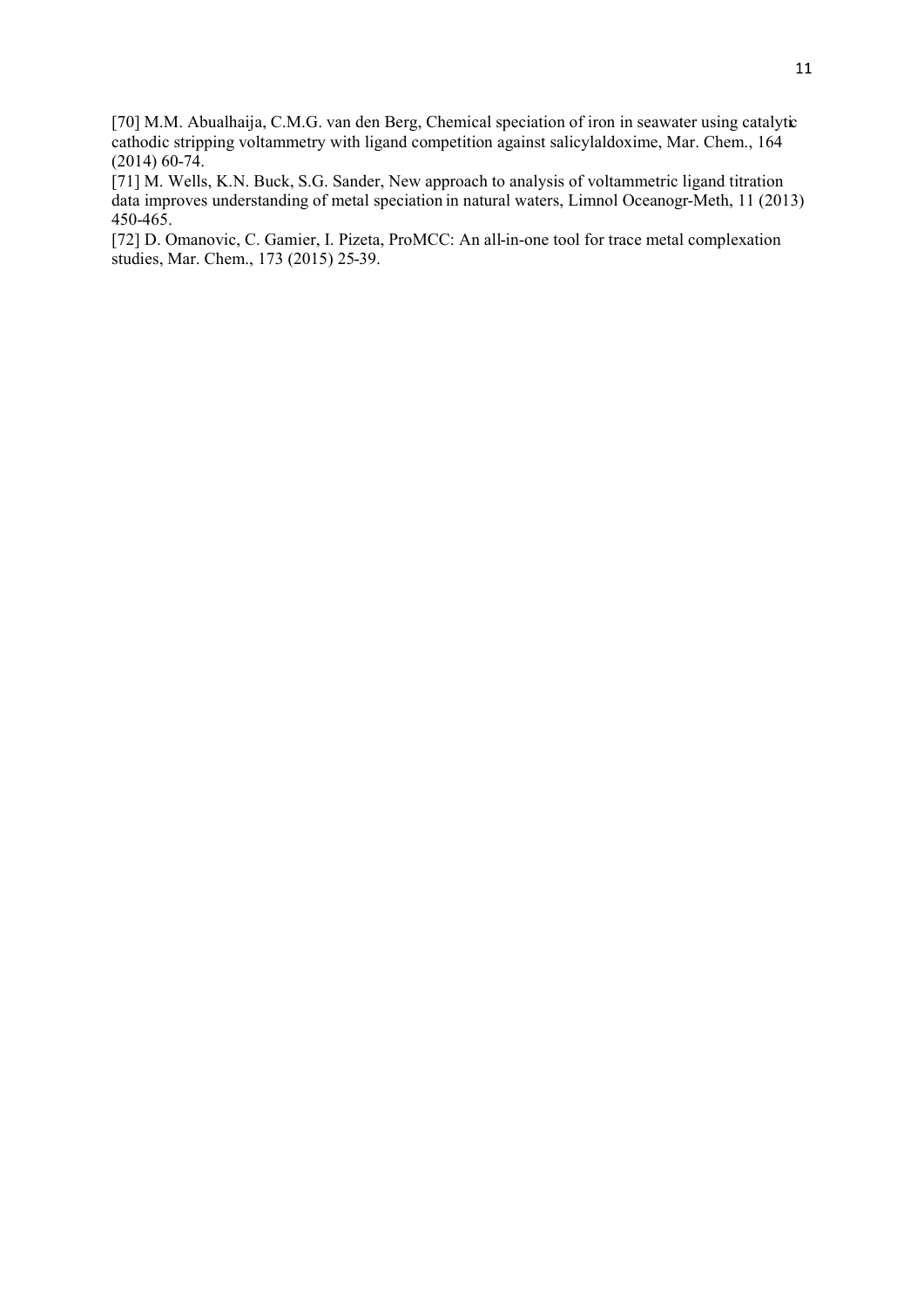[70] M.M. Abualhaija, C.M.G. van den Berg, Chemical speciation of iron in seawater using catalytic cathodic stripping voltammetry with ligand competition against salicylaldoxime, Mar. Chem., 164 (2014) 60-74.

[71] M. Wells, K.N. Buck, S.G. Sander, New approach to analysis of voltammetric ligand titration data improves understanding of metal speciation in natural waters, Limnol Oceanogr-Meth, 11 (2013) 450-465.

[72] D. Omanovic, C. Gamier, I. Pizeta, ProMCC: An all-in-one tool for trace metal complexation studies, Mar. Chem., 173 (2015) 25-39.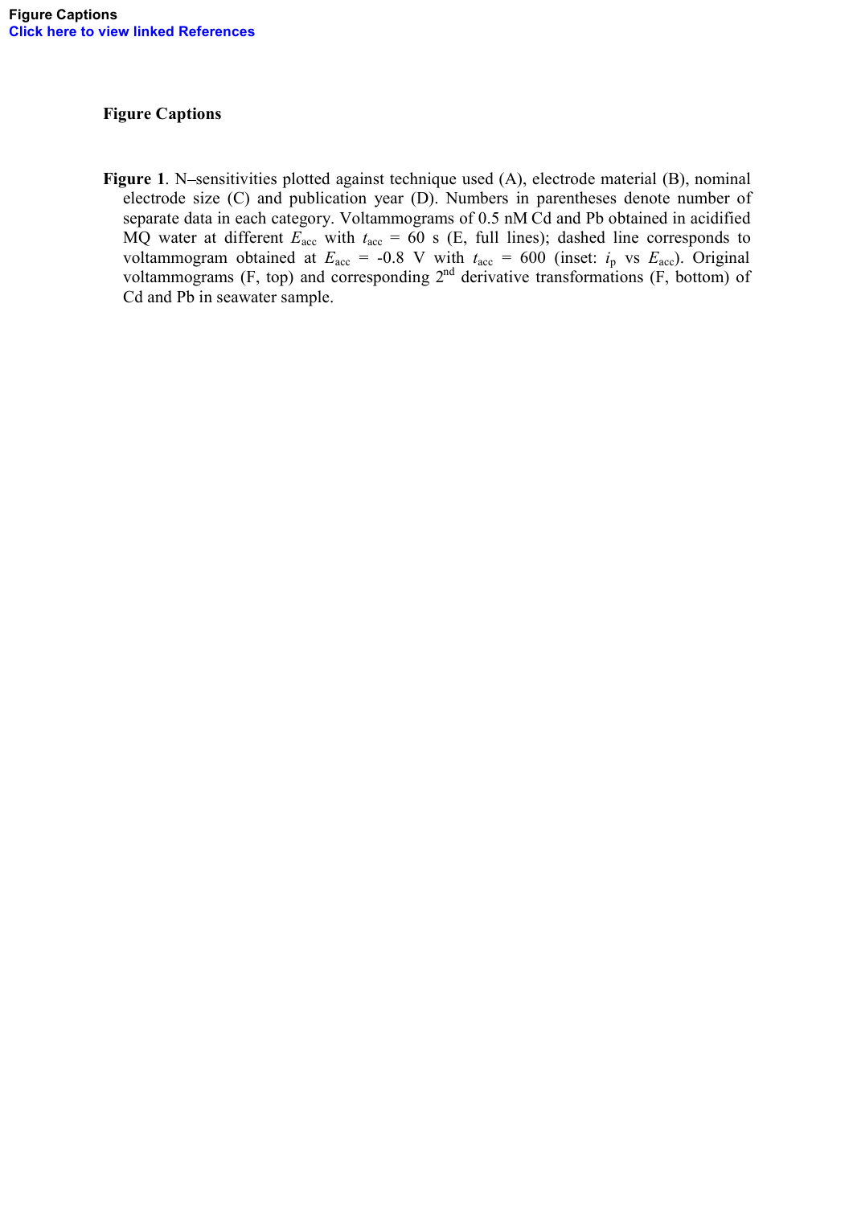## Figure Captions

**Figure 1**. N–sensitivities plotted against technique used (A), electrode material (B), nominal electrode size (C) and publication year (D). Numbers in parentheses denote number of separate data in each category. Voltammograms of 0.5 nM Cd and Pb obtained in acidified MQ water at different $E_{acc}$ with $t_{acc}$ = 60 s (E, full lines); dashed line corresponds to voltammogram obtained at $E_{acc}$ = -0.8 V with $t_{acc}$ = 600 (inset: $i_p$ vs $E_{acc}$). Original voltammograms (F, top) and corresponding 2[nd] derivative transformations (F, bottom) of Cd and Pb in seawater sample.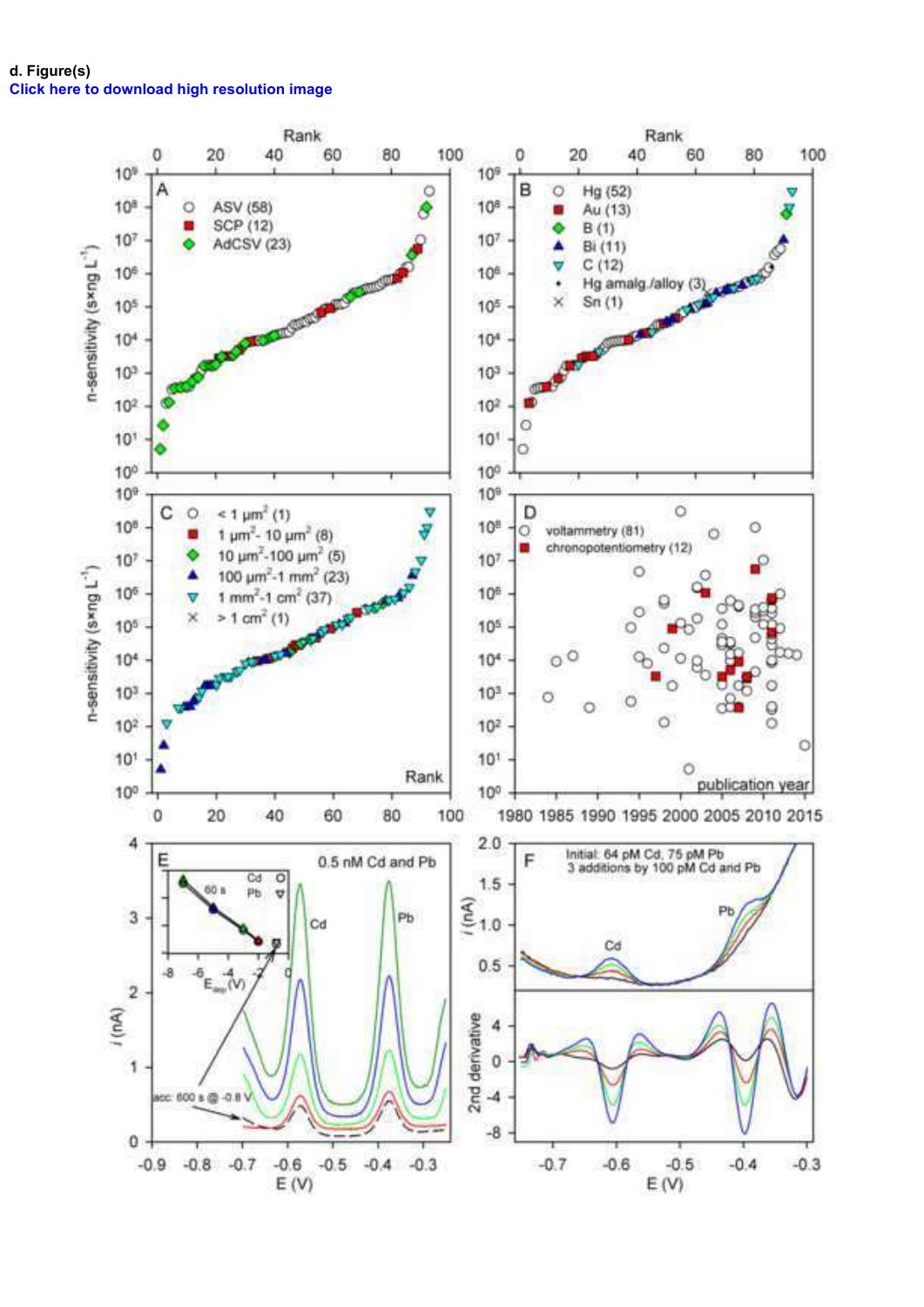d. Figure(s)

Click here to download high resolution image

Rank

0 20 40 60 80 100

A

ASV (58)

SCP (12)

AdCSV (23)

n-sensitivity (s×ng L$^{-1}$)

$10^0$ $10^1$ $10^2$ $10^3$ $10^4$ $10^5$ $10^6$ $10^7$ $10^8$ $10^9$

Rank

0 20 40 60 80 100

B

Hg (52)

Au (13)

B (1)

Bi (11)

C (12)

Hg amalg./alloy (3)

Sn (1)

C

< 1 µm$^2$ (1)

1 µm$^2$- 10 µm$^2$ (8)

10 µm$^2$-100 µm$^2$ (5)

100 µm$^2$-1 mm$^2$ (23)

1 mm$^2$-1 cm$^2$ (37)

> 1 cm$^2$ (1)

n-sensitivity (s×ng L$^{-1}$)

Rank

0 20 40 60 80 100

D

voltammetry (81)

chronopotentiometry (12)

publication year

1980 1985 1990 1995 2000 2005 2010 2015

E

0.5 nM Cd and Pb

60 s

Cd

Pb

$E_{dep}$ (V)

-8 -6 -4 -2 0

Cd

Pb

acc. 600 s @ -0.8 V

$i$ (nA)

0 1 2 3 4

-0.9 -0.8 -0.7 -0.6 -0.5 -0.4 -0.3

E (V)

F

Initial: 64 pM Cd, 75 pM Pb

3 additions by 100 pM Cd and Pb

Cd

Pb

$i$ (nA)

0.5 1.0 1.5 2.0

2nd derivative

-8 -4 0 4

-0.7 -0.6 -0.5 -0.4 -0.3

E (V)